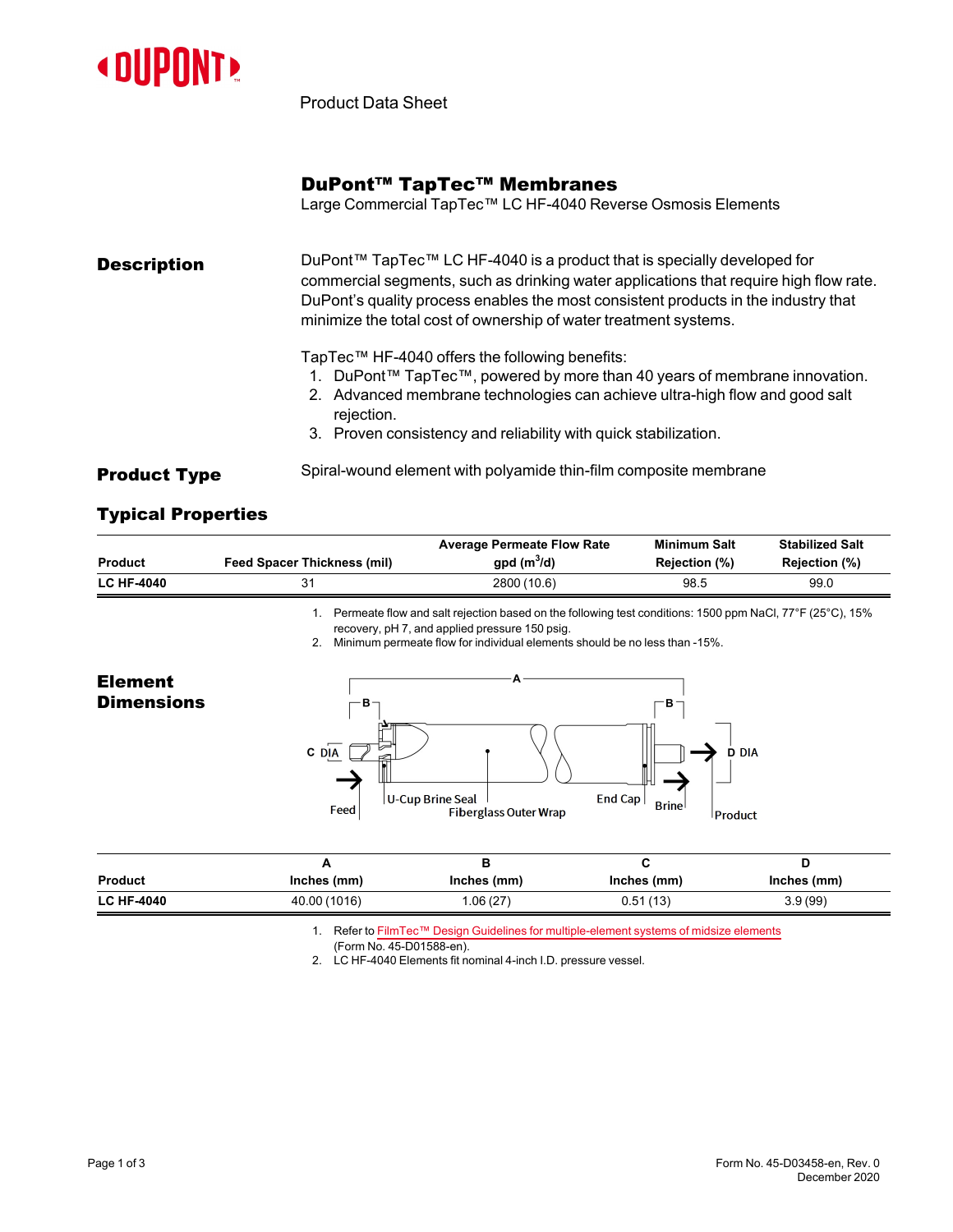Product Data Sheet

# DuPont™ TapTec™ Membranes

Large Commercial TapTec™ LC HF-4040 Reverse Osmosis Elements

## Description

DuPont™ TapTec™ LC HF-4040 is a product that is specially developed for commercial segments, such as drinking water applications that require high flow rate. DuPont's quality process enables the most consistent products in the industry that minimize the total cost of ownership of water treatment systems.

TapTec™ HF-4040 offers the following benefits:

1. DuPont™ TapTec™, powered by more than 40 years of membrane innovation.
2. Advanced membrane technologies can achieve ultra-high flow and good salt rejection.
3. Proven consistency and reliability with quick stabilization.

## Product Type

Spiral-wound element with polyamide thin-film composite membrane

## Typical Properties

| Product | Feed Spacer Thickness (mil) | Average Permeate Flow Rate gpd ($m^3$/d) | Minimum Salt Rejection (%) | Stabilized Salt Rejection (%) |
|---|---|---|---|---|
| LC HF-4040 | 31 | 2800 (10.6) | 98.5 | 99.0 |

1. Permeate flow and salt rejection based on the following test conditions: 1500 ppm NaCl, 77°F (25°C), 15% recovery, pH 7, and applied pressure 150 psig.
2. Minimum permeate flow for individual elements should be no less than -15%.

## Element Dimensions

A, B, C DIA, D DIA, Feed, U-Cup Brine Seal, Fiberglass Outer Wrap, End Cap, Brine, Product

| Product | A Inches (mm) | B Inches (mm) | C Inches (mm) | D Inches (mm) |
|---|---|---|---|---|
| LC HF-4040 | 40.00 (1016) | 1.06 (27) | 0.51 (13) | 3.9 (99) |

1. Refer to FilmTec™ Design Guidelines for multiple-element systems of midsize elements (Form No. 45-D01588-en).
2. LC HF-4040 Elements fit nominal 4-inch I.D. pressure vessel.

Form No. 45-D03458-en, Rev. 0
December 2020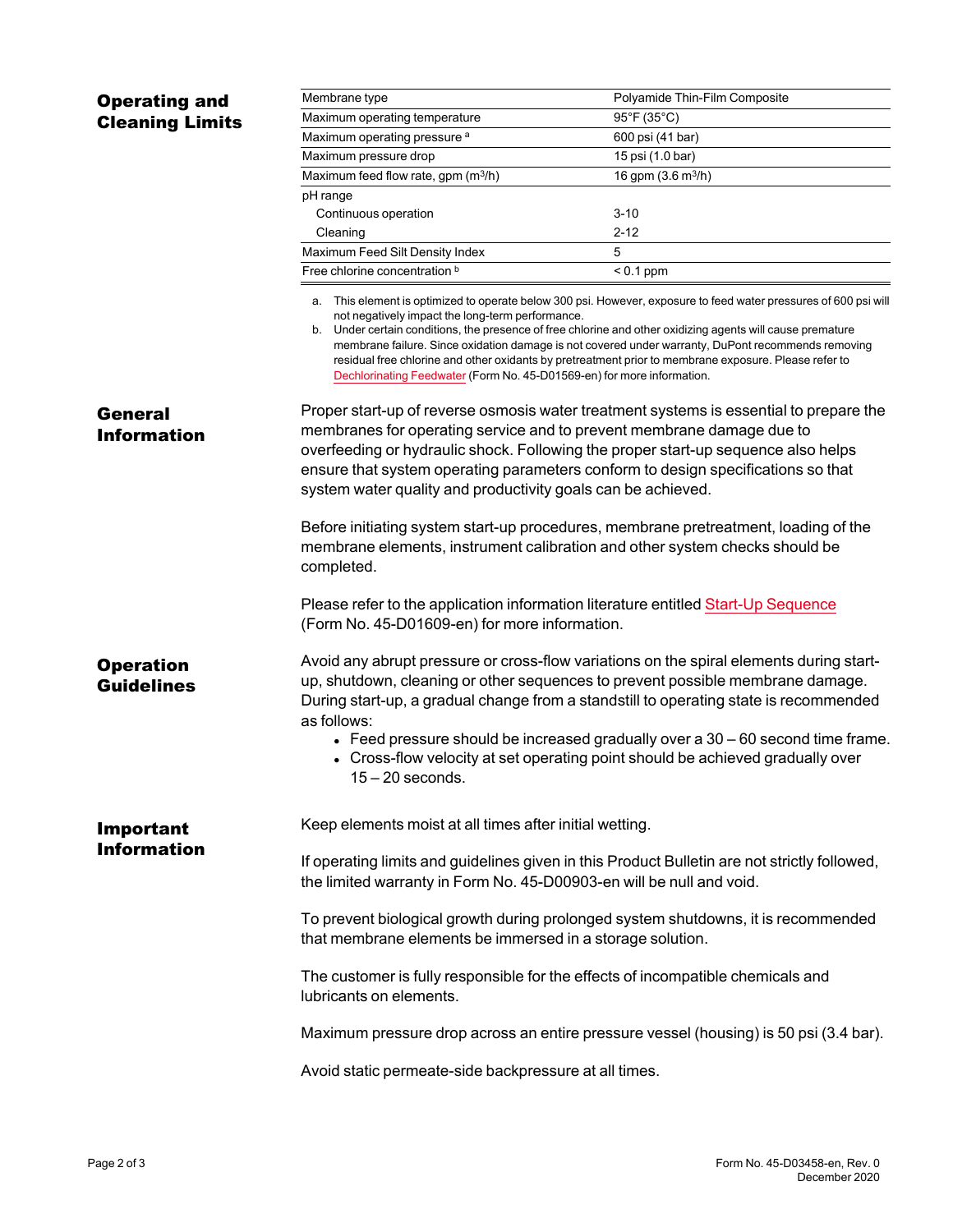## Operating and Cleaning Limits

| | |
|---|---|
| Membrane type | Polyamide Thin-Film Composite |
| Maximum operating temperature | 95°F (35°C) |
| Maximum operating pressure [a] | 600 psi (41 bar) |
| Maximum pressure drop | 15 psi (1.0 bar) |
| Maximum feed flow rate, gpm ($m^3$/h) | 16 gpm (3.6 $m^3$/h) |
| pH range | |
| Continuous operation | 3-10 |
| Cleaning | 2-12 |
| Maximum Feed Silt Density Index | 5 |
| Free chlorine concentration [b] | < 0.1 ppm |

a. This element is optimized to operate below 300 psi. However, exposure to feed water pressures of 600 psi will not negatively impact the long-term performance.

b. Under certain conditions, the presence of free chlorine and other oxidizing agents will cause premature membrane failure. Since oxidation damage is not covered under warranty, DuPont recommends removing residual free chlorine and other oxidants by pretreatment prior to membrane exposure. Please refer to Dechlorinating Feedwater (Form No. 45-D01569-en) for more information.

## General Information

Proper start-up of reverse osmosis water treatment systems is essential to prepare the membranes for operating service and to prevent membrane damage due to overfeeding or hydraulic shock. Following the proper start-up sequence also helps ensure that system operating parameters conform to design specifications so that system water quality and productivity goals can be achieved.

Before initiating system start-up procedures, membrane pretreatment, loading of the membrane elements, instrument calibration and other system checks should be completed.

Please refer to the application information literature entitled Start-Up Sequence (Form No. 45-D01609-en) for more information.

## Operation Guidelines

Avoid any abrupt pressure or cross-flow variations on the spiral elements during start-up, shutdown, cleaning or other sequences to prevent possible membrane damage. During start-up, a gradual change from a standstill to operating state is recommended as follows:

- Feed pressure should be increased gradually over a 30 – 60 second time frame.
- Cross-flow velocity at set operating point should be achieved gradually over 15 – 20 seconds.

## Important Information

Keep elements moist at all times after initial wetting.

If operating limits and guidelines given in this Product Bulletin are not strictly followed, the limited warranty in Form No. 45-D00903-en will be null and void.

To prevent biological growth during prolonged system shutdowns, it is recommended that membrane elements be immersed in a storage solution.

The customer is fully responsible for the effects of incompatible chemicals and lubricants on elements.

Maximum pressure drop across an entire pressure vessel (housing) is 50 psi (3.4 bar).

Avoid static permeate-side backpressure at all times.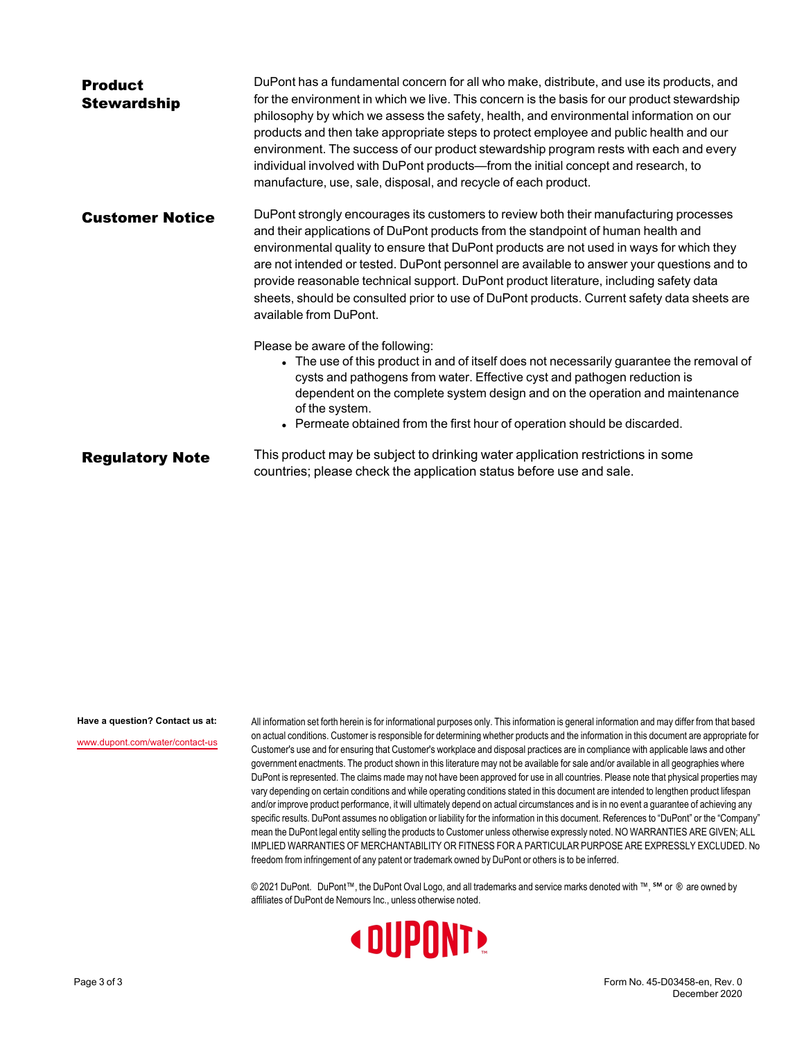## Product Stewardship

DuPont has a fundamental concern for all who make, distribute, and use its products, and for the environment in which we live. This concern is the basis for our product stewardship philosophy by which we assess the safety, health, and environmental information on our products and then take appropriate steps to protect employee and public health and our environment. The success of our product stewardship program rests with each and every individual involved with DuPont products—from the initial concept and research, to manufacture, use, sale, disposal, and recycle of each product.

## Customer Notice

DuPont strongly encourages its customers to review both their manufacturing processes and their applications of DuPont products from the standpoint of human health and environmental quality to ensure that DuPont products are not used in ways for which they are not intended or tested. DuPont personnel are available to answer your questions and to provide reasonable technical support. DuPont product literature, including safety data sheets, should be consulted prior to use of DuPont products. Current safety data sheets are available from DuPont.

Please be aware of the following:

- The use of this product in and of itself does not necessarily guarantee the removal of cysts and pathogens from water. Effective cyst and pathogen reduction is dependent on the complete system design and on the operation and maintenance of the system.
- Permeate obtained from the first hour of operation should be discarded.

## Regulatory Note

This product may be subject to drinking water application restrictions in some countries; please check the application status before use and sale.

**Have a question? Contact us at:**

www.dupont.com/water/contact-us

All information set forth herein is for informational purposes only. This information is general information and may differ from that based on actual conditions. Customer is responsible for determining whether products and the information in this document are appropriate for Customer's use and for ensuring that Customer's workplace and disposal practices are in compliance with applicable laws and other government enactments. The product shown in this literature may not be available for sale and/or available in all geographies where DuPont is represented. The claims made may not have been approved for use in all countries. Please note that physical properties may vary depending on certain conditions and while operating conditions stated in this document are intended to lengthen product lifespan and/or improve product performance, it will ultimately depend on actual circumstances and is in no event a guarantee of achieving any specific results. DuPont assumes no obligation or liability for the information in this document. References to "DuPont" or the "Company" mean the DuPont legal entity selling the products to Customer unless otherwise expressly noted. NO WARRANTIES ARE GIVEN; ALL IMPLIED WARRANTIES OF MERCHANTABILITY OR FITNESS FOR A PARTICULAR PURPOSE ARE EXPRESSLY EXCLUDED. No freedom from infringement of any patent or trademark owned by DuPont or others is to be inferred.

© 2021 DuPont. DuPont™, the DuPont Oval Logo, and all trademarks and service marks denoted with ™, ℠ or ® are owned by affiliates of DuPont de Nemours Inc., unless otherwise noted.

Form No. 45-D03458-en, Rev. 0
December 2020